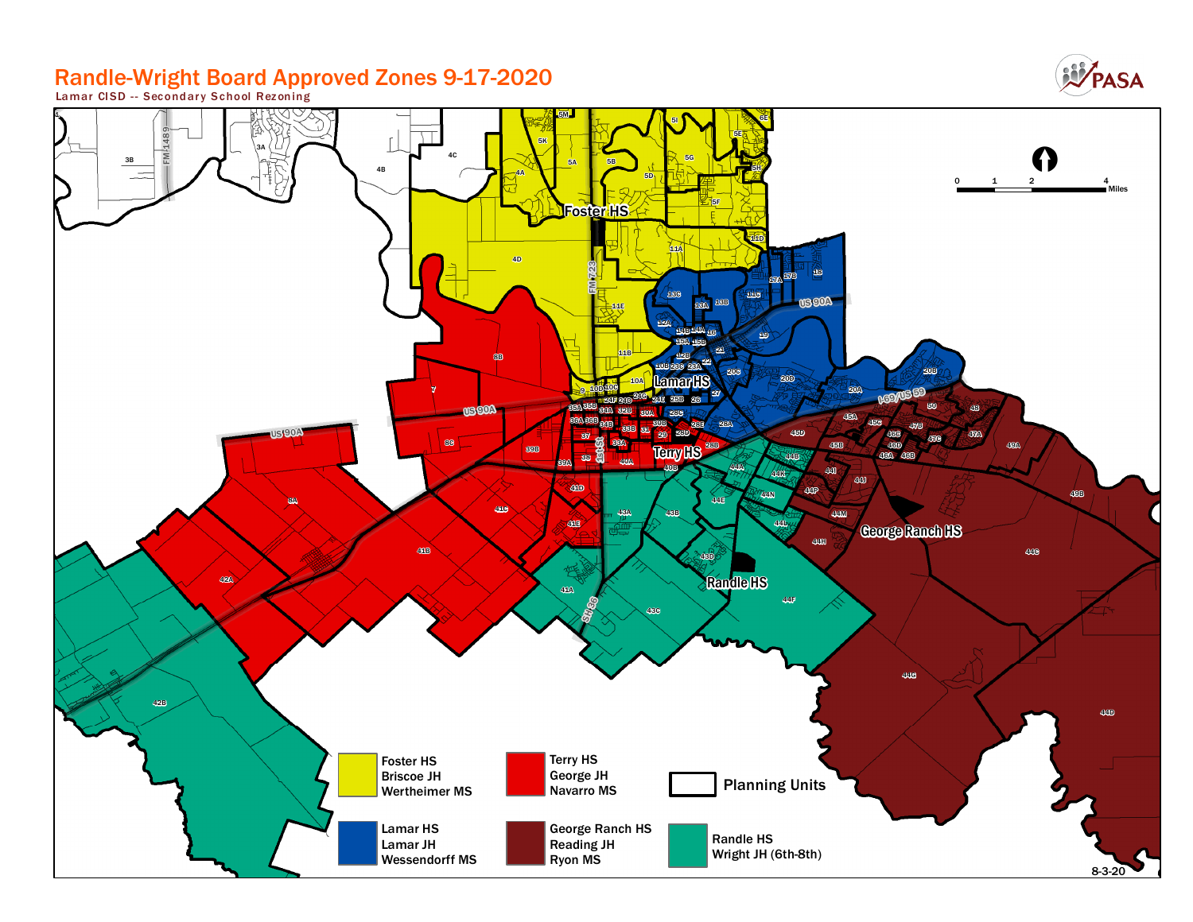# Randle-Wright Board Approved Zones 9-17-2020

Lamar CISD -- Secondary School Rezoning

| Zone | Schools |
| --- | --- |
| Yellow | Foster HS, Briscoe JH, Wertheimer MS |
| Red | Terry HS, George JH, Navarro MS |
| Blue | Lamar HS, Lamar JH, Wessendorff MS |
| Dark red | George Ranch HS, Reading JH, Ryon MS |
| Green | Randle HS, Wright JH (6th-8th) |
| Outline | Planning Units |

0 1 2 4 Miles

8-3-20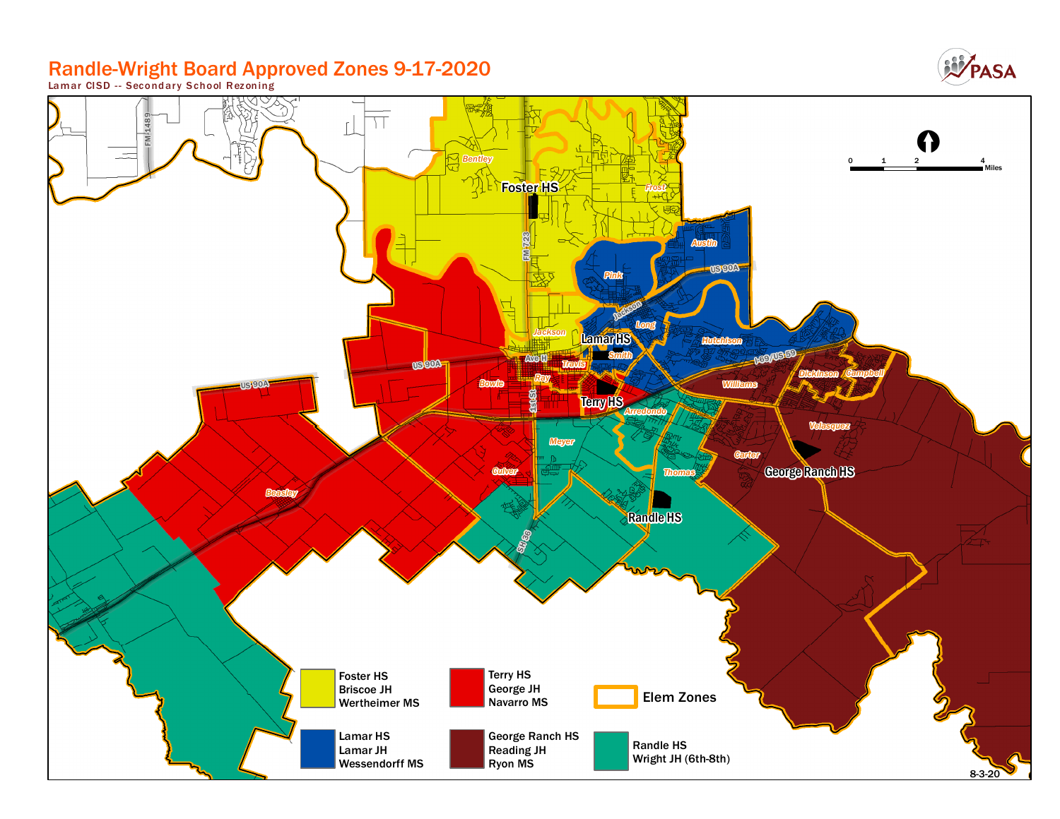# Randle-Wright Board Approved Zones 9-17-2020

Lamar CISD -- Secondary School Rezoning

| Color | Schools |
| --- | --- |
| Yellow | Foster HS, Briscoe JH, Wertheimer MS |
| Blue | Lamar HS, Lamar JH, Wessendorff MS |
| Red | Terry HS, George JH, Navarro MS |
| Dark red | George Ranch HS, Reading JH, Ryon MS |
| Green | Randle HS, Wright JH (6th-8th) |
| Orange outline | Elem Zones |

8-3-20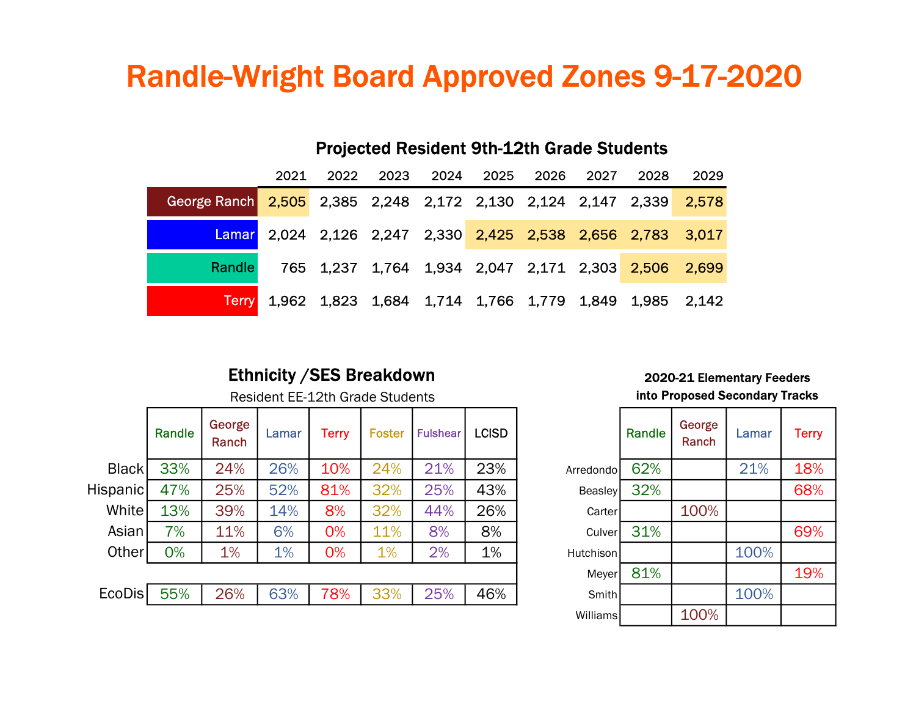# Randle-Wright Board Approved Zones 9-17-2020

## Projected Resident 9th-12th Grade Students

| | 2021 | 2022 | 2023 | 2024 | 2025 | 2026 | 2027 | 2028 | 2029 |
|---|---|---|---|---|---|---|---|---|---|
| George Ranch | 2,505 | 2,385 | 2,248 | 2,172 | 2,130 | 2,124 | 2,147 | 2,339 | 2,578 |
| Lamar | 2,024 | 2,126 | 2,247 | 2,330 | 2,425 | 2,538 | 2,656 | 2,783 | 3,017 |
| Randle | 765 | 1,237 | 1,764 | 1,934 | 2,047 | 2,171 | 2,303 | 2,506 | 2,699 |
| Terry | 1,962 | 1,823 | 1,684 | 1,714 | 1,766 | 1,779 | 1,849 | 1,985 | 2,142 |

## Ethnicity /SES Breakdown

Resident EE-12th Grade Students

| | Randle | George Ranch | Lamar | Terry | Foster | Fulshear | LCISD |
|---|---|---|---|---|---|---|---|
| Black | 33% | 24% | 26% | 10% | 24% | 21% | 23% |
| Hispanic | 47% | 25% | 52% | 81% | 32% | 25% | 43% |
| White | 13% | 39% | 14% | 8% | 32% | 44% | 26% |
| Asian | 7% | 11% | 6% | 0% | 11% | 8% | 8% |
| Other | 0% | 1% | 1% | 0% | 1% | 2% | 1% |
| | | | | | | | |
| EcoDis | 55% | 26% | 63% | 78% | 33% | 25% | 46% |

## 2020-21 Elementary Feeders into Proposed Secondary Tracks

| | Randle | George Ranch | Lamar | Terry |
|---|---|---|---|---|
| Arredondo | 62% | | 21% | 18% |
| Beasley | 32% | | | 68% |
| Carter | | 100% | | |
| Culver | 31% | | | 69% |
| Hutchison | | | 100% | |
| Meyer | 81% | | | 19% |
| Smith | | | 100% | |
| Williams | | 100% | | |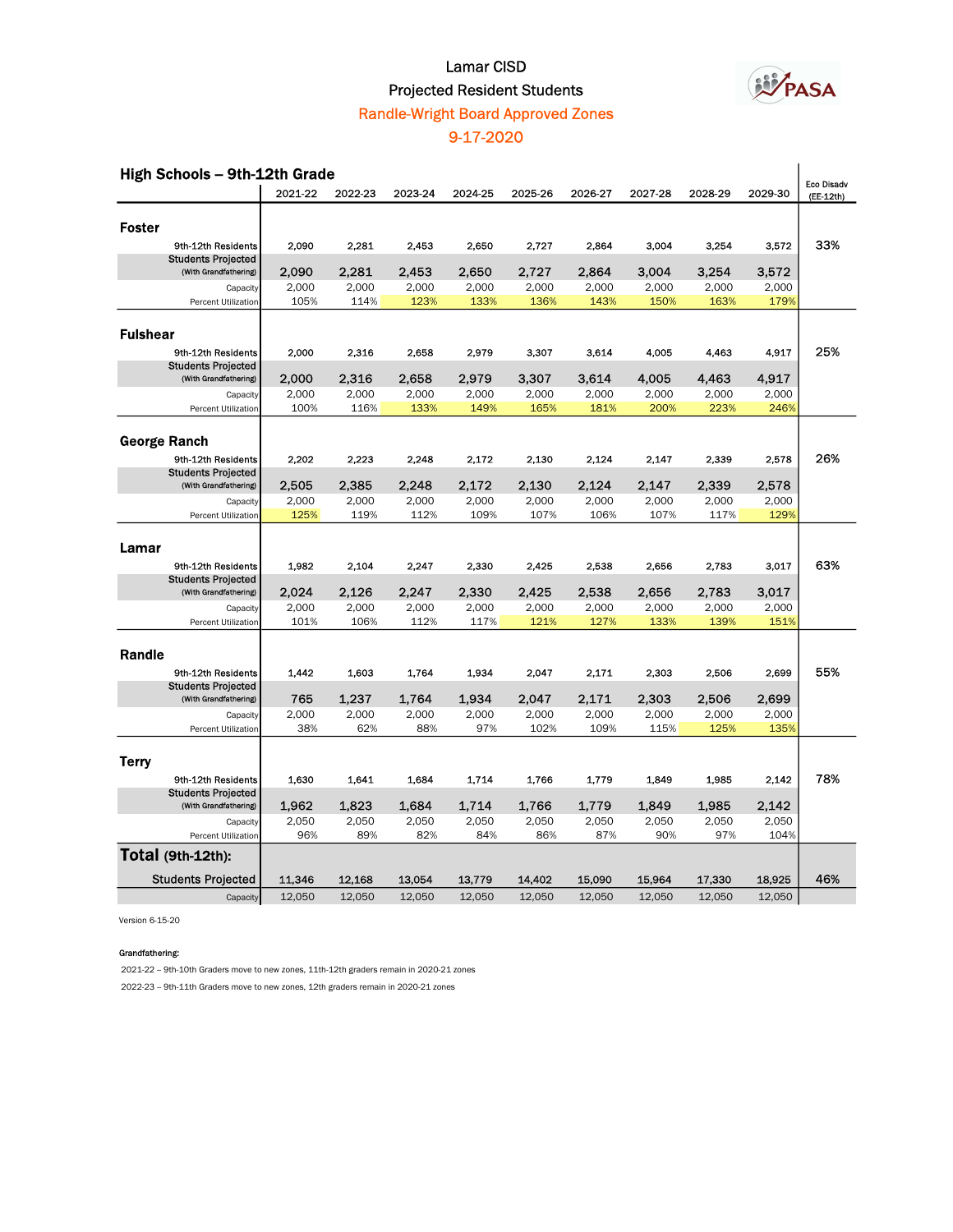# Lamar CISD

## Projected Resident Students

## Randle-Wright Board Approved Zones

## 9-17-2020

### High Schools – 9th-12th Grade

| | 2021-22 | 2022-23 | 2023-24 | 2024-25 | 2025-26 | 2026-27 | 2027-28 | 2028-29 | 2029-30 | Eco Disadv (EE-12th) |
|---|---|---|---|---|---|---|---|---|---|---|
| **Foster** | | | | | | | | | | |
| 9th-12th Residents | 2,090 | 2,281 | 2,453 | 2,650 | 2,727 | 2,864 | 3,004 | 3,254 | 3,572 | 33% |
| Students Projected (With Grandfathering) | 2,090 | 2,281 | 2,453 | 2,650 | 2,727 | 2,864 | 3,004 | 3,254 | 3,572 | |
| Capacity | 2,000 | 2,000 | 2,000 | 2,000 | 2,000 | 2,000 | 2,000 | 2,000 | 2,000 | |
| Percent Utilization | 105% | 114% | 123% | 133% | 136% | 143% | 150% | 163% | 179% | |
| **Fulshear** | | | | | | | | | | |
| 9th-12th Residents | 2,000 | 2,316 | 2,658 | 2,979 | 3,307 | 3,614 | 4,005 | 4,463 | 4,917 | 25% |
| Students Projected (With Grandfathering) | 2,000 | 2,316 | 2,658 | 2,979 | 3,307 | 3,614 | 4,005 | 4,463 | 4,917 | |
| Capacity | 2,000 | 2,000 | 2,000 | 2,000 | 2,000 | 2,000 | 2,000 | 2,000 | 2,000 | |
| Percent Utilization | 100% | 116% | 133% | 149% | 165% | 181% | 200% | 223% | 246% | |
| **George Ranch** | | | | | | | | | | |
| 9th-12th Residents | 2,202 | 2,223 | 2,248 | 2,172 | 2,130 | 2,124 | 2,147 | 2,339 | 2,578 | 26% |
| Students Projected (With Grandfathering) | 2,505 | 2,385 | 2,248 | 2,172 | 2,130 | 2,124 | 2,147 | 2,339 | 2,578 | |
| Capacity | 2,000 | 2,000 | 2,000 | 2,000 | 2,000 | 2,000 | 2,000 | 2,000 | 2,000 | |
| Percent Utilization | 125% | 119% | 112% | 109% | 107% | 106% | 107% | 117% | 129% | |
| **Lamar** | | | | | | | | | | |
| 9th-12th Residents | 1,982 | 2,104 | 2,247 | 2,330 | 2,425 | 2,538 | 2,656 | 2,783 | 3,017 | 63% |
| Students Projected (With Grandfathering) | 2,024 | 2,126 | 2,247 | 2,330 | 2,425 | 2,538 | 2,656 | 2,783 | 3,017 | |
| Capacity | 2,000 | 2,000 | 2,000 | 2,000 | 2,000 | 2,000 | 2,000 | 2,000 | 2,000 | |
| Percent Utilization | 101% | 106% | 112% | 117% | 121% | 127% | 133% | 139% | 151% | |
| **Randle** | | | | | | | | | | |
| 9th-12th Residents | 1,442 | 1,603 | 1,764 | 1,934 | 2,047 | 2,171 | 2,303 | 2,506 | 2,699 | 55% |
| Students Projected (With Grandfathering) | 765 | 1,237 | 1,764 | 1,934 | 2,047 | 2,171 | 2,303 | 2,506 | 2,699 | |
| Capacity | 2,000 | 2,000 | 2,000 | 2,000 | 2,000 | 2,000 | 2,000 | 2,000 | 2,000 | |
| Percent Utilization | 38% | 62% | 88% | 97% | 102% | 109% | 115% | 125% | 135% | |
| **Terry** | | | | | | | | | | |
| 9th-12th Residents | 1,630 | 1,641 | 1,684 | 1,714 | 1,766 | 1,779 | 1,849 | 1,985 | 2,142 | 78% |
| Students Projected (With Grandfathering) | 1,962 | 1,823 | 1,684 | 1,714 | 1,766 | 1,779 | 1,849 | 1,985 | 2,142 | |
| Capacity | 2,050 | 2,050 | 2,050 | 2,050 | 2,050 | 2,050 | 2,050 | 2,050 | 2,050 | |
| Percent Utilization | 96% | 89% | 82% | 84% | 86% | 87% | 90% | 97% | 104% | |
| **Total (9th-12th):** | | | | | | | | | | |
| Students Projected | 11,346 | 12,168 | 13,054 | 13,779 | 14,402 | 15,090 | 15,964 | 17,330 | 18,925 | 46% |
| Capacity | 12,050 | 12,050 | 12,050 | 12,050 | 12,050 | 12,050 | 12,050 | 12,050 | 12,050 | |

Version 6-15-20

**Grandfathering:**

2021-22 – 9th-10th Graders move to new zones, 11th-12th graders remain in 2020-21 zones

2022-23 – 9th-11th Graders move to new zones, 12th graders remain in 2020-21 zones